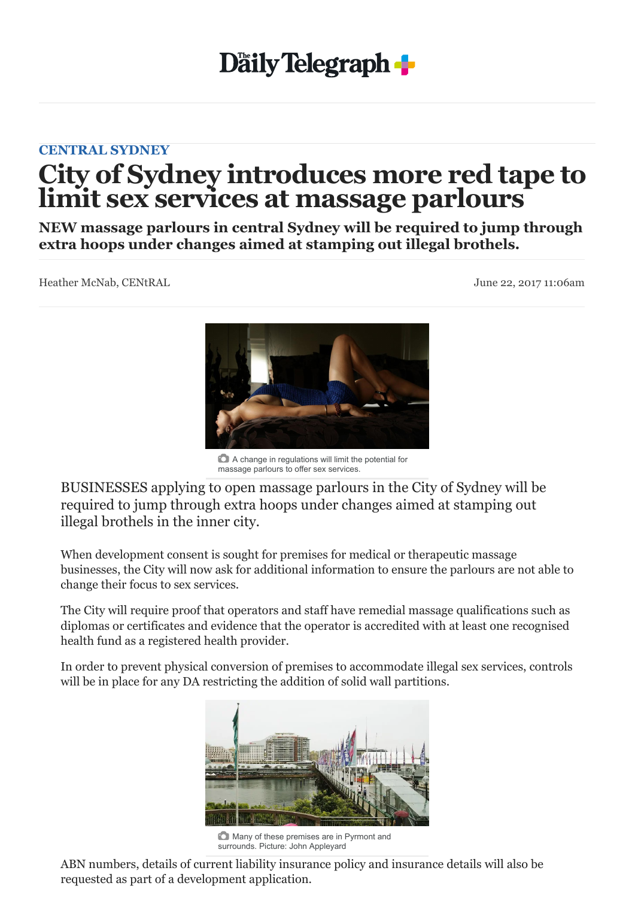# City of Sydney introduces more red tape to limit sex services at massage parlours

**NEW massage parlours in central Sydney will be required to jump through extra hoops under changes aimed at stamping out illegal brothels.**

Heather McNab, CENtRAL

June 22, 2017 11:06am

A change in regulations will limit the potential for massage parlours to offer sex services.

BUSINESSES applying to open massage parlours in the City of Sydney will be required to jump through extra hoops under changes aimed at stamping out illegal brothels in the inner city.

When development consent is sought for premises for medical or therapeutic massage businesses, the City will now ask for additional information to ensure the parlours are not able to change their focus to sex services.

The City will require proof that operators and staff have remedial massage qualifications such as diplomas or certificates and evidence that the operator is accredited with at least one recognised health fund as a registered health provider.

In order to prevent physical conversion of premises to accommodate illegal sex services, controls will be in place for any DA restricting the addition of solid wall partitions.

Many of these premises are in Pyrmont and surrounds. Picture: John Appleyard

ABN numbers, details of current liability insurance policy and insurance details will also be requested as part of a development application.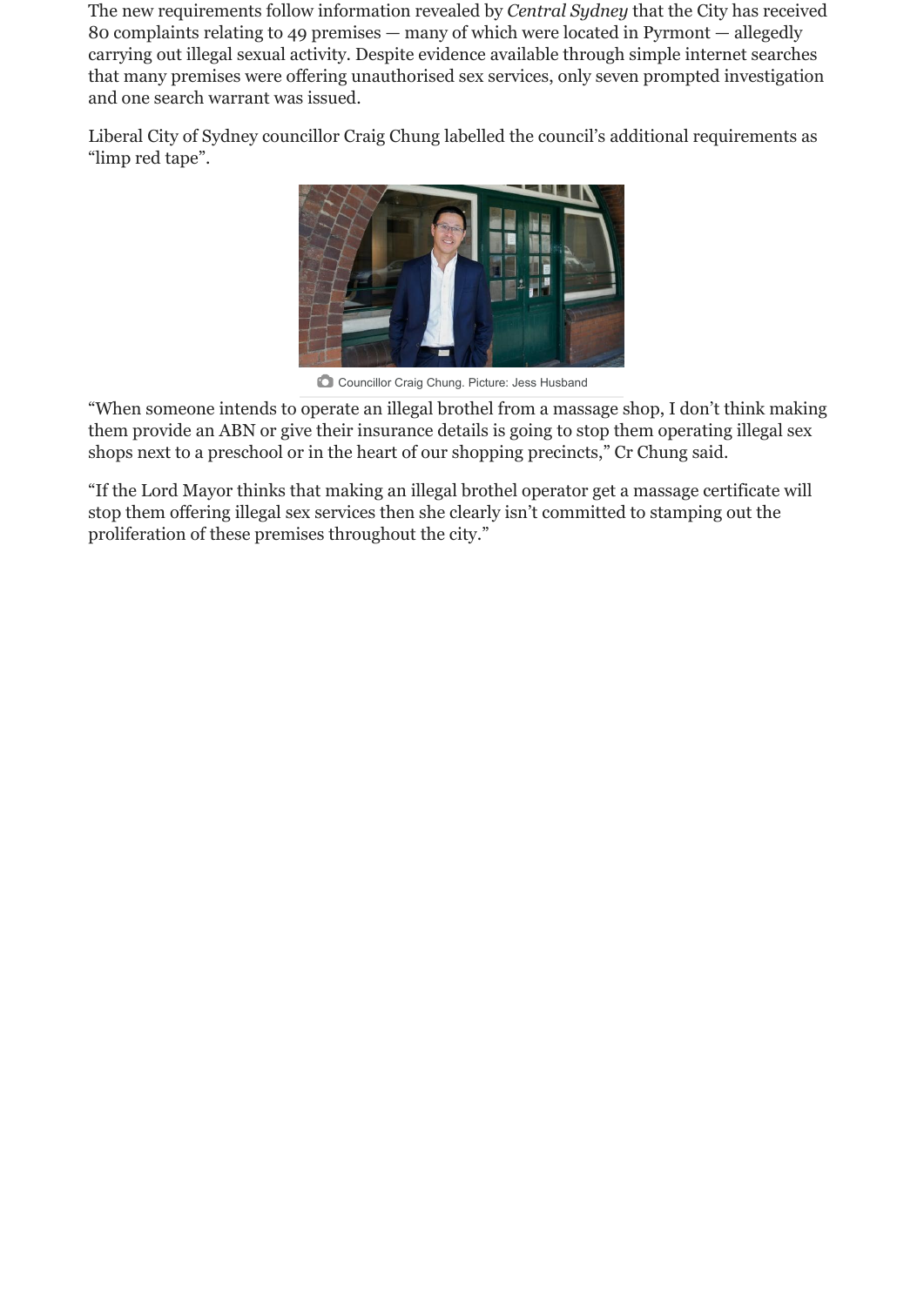The new requirements follow information revealed by *Central Sydney* that the City has received 80 complaints relating to 49 premises — many of which were located in Pyrmont — allegedly carrying out illegal sexual activity. Despite evidence available through simple internet searches that many premises were offering unauthorised sex services, only seven prompted investigation and one search warrant was issued.

Liberal City of Sydney councillor Craig Chung labelled the council's additional requirements as "limp red tape".

Councillor Craig Chung. Picture: Jess Husband

"When someone intends to operate an illegal brothel from a massage shop, I don't think making them provide an ABN or give their insurance details is going to stop them operating illegal sex shops next to a preschool or in the heart of our shopping precincts," Cr Chung said.

"If the Lord Mayor thinks that making an illegal brothel operator get a massage certificate will stop them offering illegal sex services then she clearly isn't committed to stamping out the proliferation of these premises throughout the city."